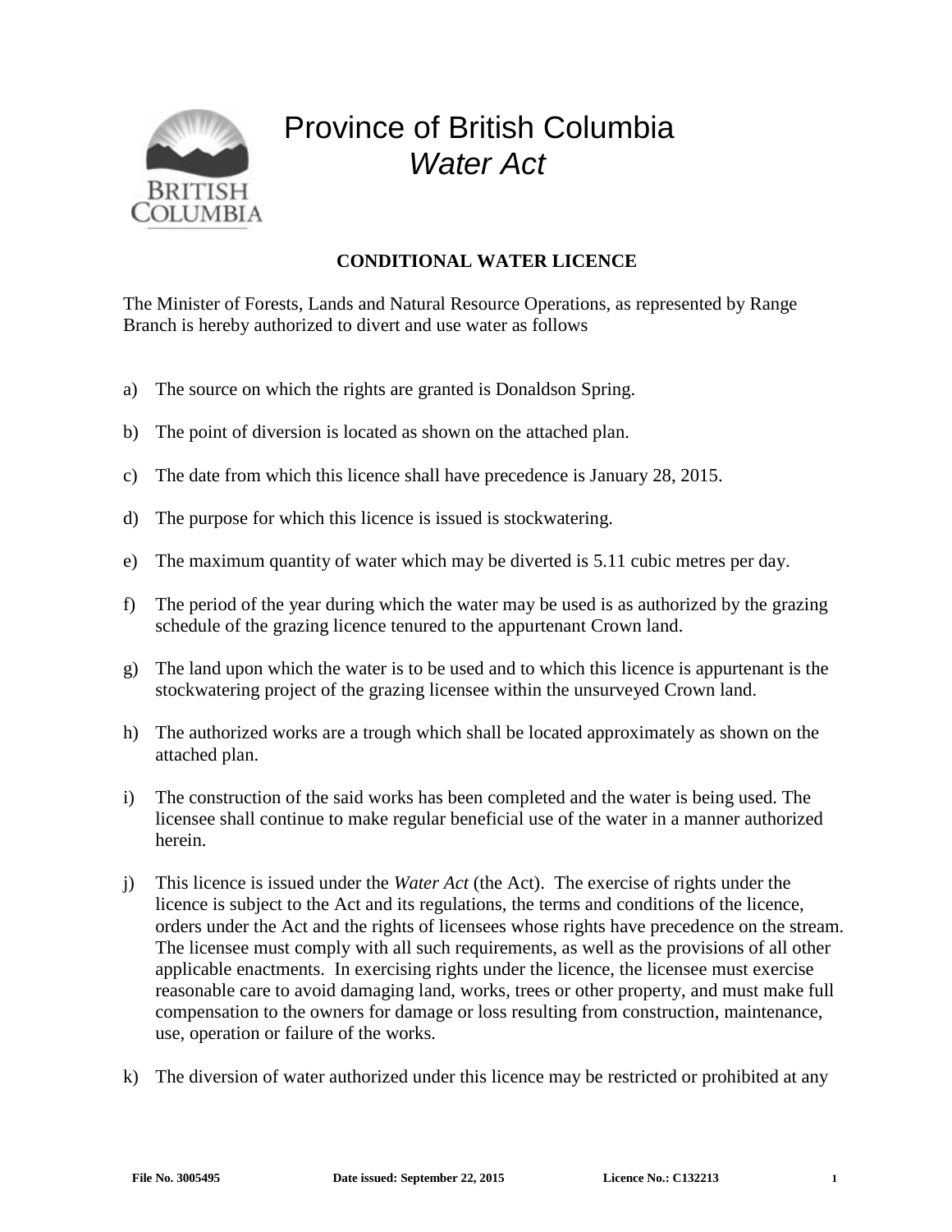# Province of British Columbia

## *Water Act*

**CONDITIONAL WATER LICENCE**

The Minister of Forests, Lands and Natural Resource Operations, as represented by Range Branch is hereby authorized to divert and use water as follows

a) The source on which the rights are granted is Donaldson Spring.

b) The point of diversion is located as shown on the attached plan.

c) The date from which this licence shall have precedence is January 28, 2015.

d) The purpose for which this licence is issued is stockwatering.

e) The maximum quantity of water which may be diverted is 5.11 cubic metres per day.

f) The period of the year during which the water may be used is as authorized by the grazing schedule of the grazing licence tenured to the appurtenant Crown land.

g) The land upon which the water is to be used and to which this licence is appurtenant is the stockwatering project of the grazing licensee within the unsurveyed Crown land.

h) The authorized works are a trough which shall be located approximately as shown on the attached plan.

i) The construction of the said works has been completed and the water is being used. The licensee shall continue to make regular beneficial use of the water in a manner authorized herein.

j) This licence is issued under the *Water Act* (the Act). The exercise of rights under the licence is subject to the Act and its regulations, the terms and conditions of the licence, orders under the Act and the rights of licensees whose rights have precedence on the stream. The licensee must comply with all such requirements, as well as the provisions of all other applicable enactments. In exercising rights under the licence, the licensee must exercise reasonable care to avoid damaging land, works, trees or other property, and must make full compensation to the owners for damage or loss resulting from construction, maintenance, use, operation or failure of the works.

k) The diversion of water authorized under this licence may be restricted or prohibited at any

**File No. 3005495** **Date issued: September 22, 2015** **Licence No.: C132213**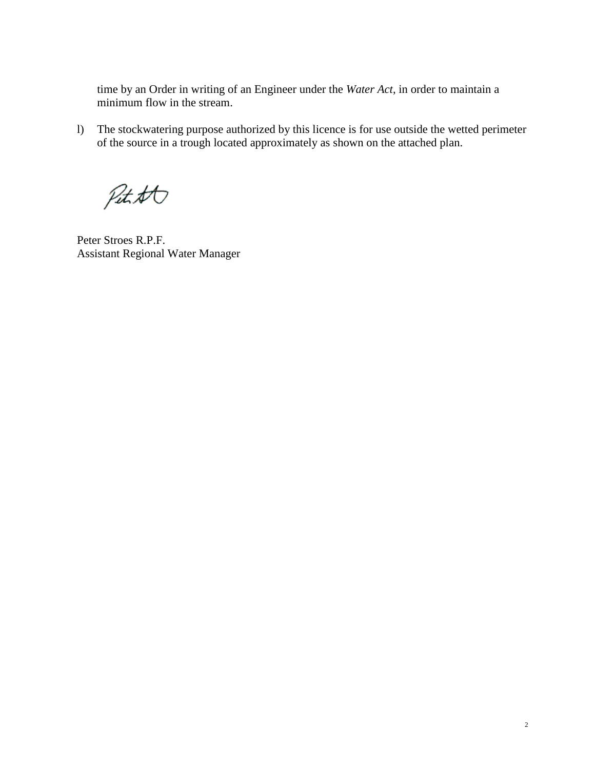time by an Order in writing of an Engineer under the *Water Act*, in order to maintain a minimum flow in the stream.

l) The stockwatering purpose authorized by this licence is for use outside the wetted perimeter of the source in a trough located approximately as shown on the attached plan.

Peter Stroes R.P.F.
Assistant Regional Water Manager